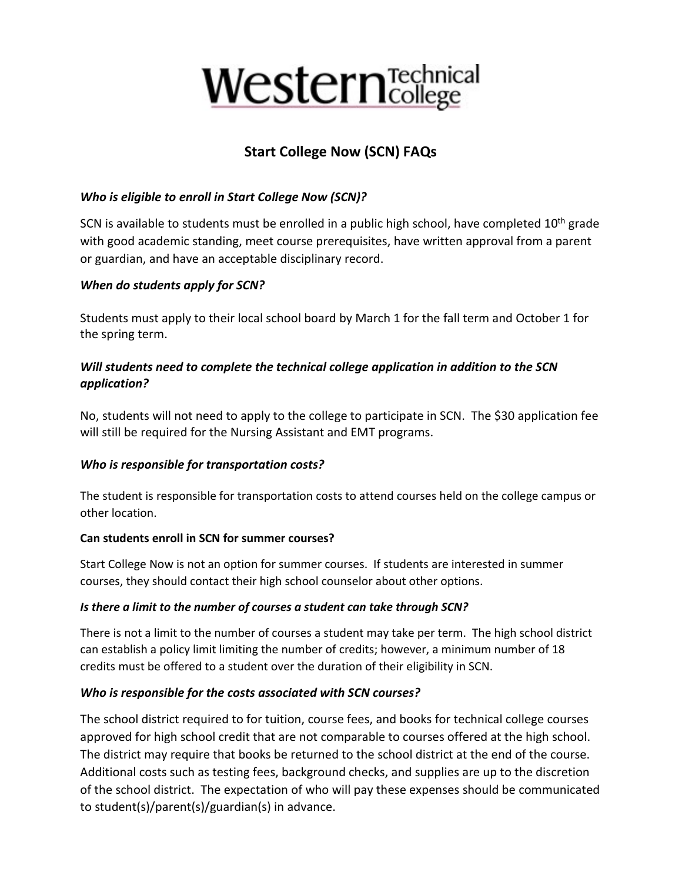Western Technical College

# Start College Now (SCN) FAQs

***Who is eligible to enroll in Start College Now (SCN)?***

SCN is available to students must be enrolled in a public high school, have completed 10th grade with good academic standing, meet course prerequisites, have written approval from a parent or guardian, and have an acceptable disciplinary record.

***When do students apply for SCN?***

Students must apply to their local school board by March 1 for the fall term and October 1 for the spring term.

***Will students need to complete the technical college application in addition to the SCN application?***

No, students will not need to apply to the college to participate in SCN. The $30 application fee will still be required for the Nursing Assistant and EMT programs.

***Who is responsible for transportation costs?***

The student is responsible for transportation costs to attend courses held on the college campus or other location.

**Can students enroll in SCN for summer courses?**

Start College Now is not an option for summer courses. If students are interested in summer courses, they should contact their high school counselor about other options.

***Is there a limit to the number of courses a student can take through SCN?***

There is not a limit to the number of courses a student may take per term. The high school district can establish a policy limit limiting the number of credits; however, a minimum number of 18 credits must be offered to a student over the duration of their eligibility in SCN.

***Who is responsible for the costs associated with SCN courses?***

The school district required to for tuition, course fees, and books for technical college courses approved for high school credit that are not comparable to courses offered at the high school. The district may require that books be returned to the school district at the end of the course. Additional costs such as testing fees, background checks, and supplies are up to the discretion of the school district. The expectation of who will pay these expenses should be communicated to student(s)/parent(s)/guardian(s) in advance.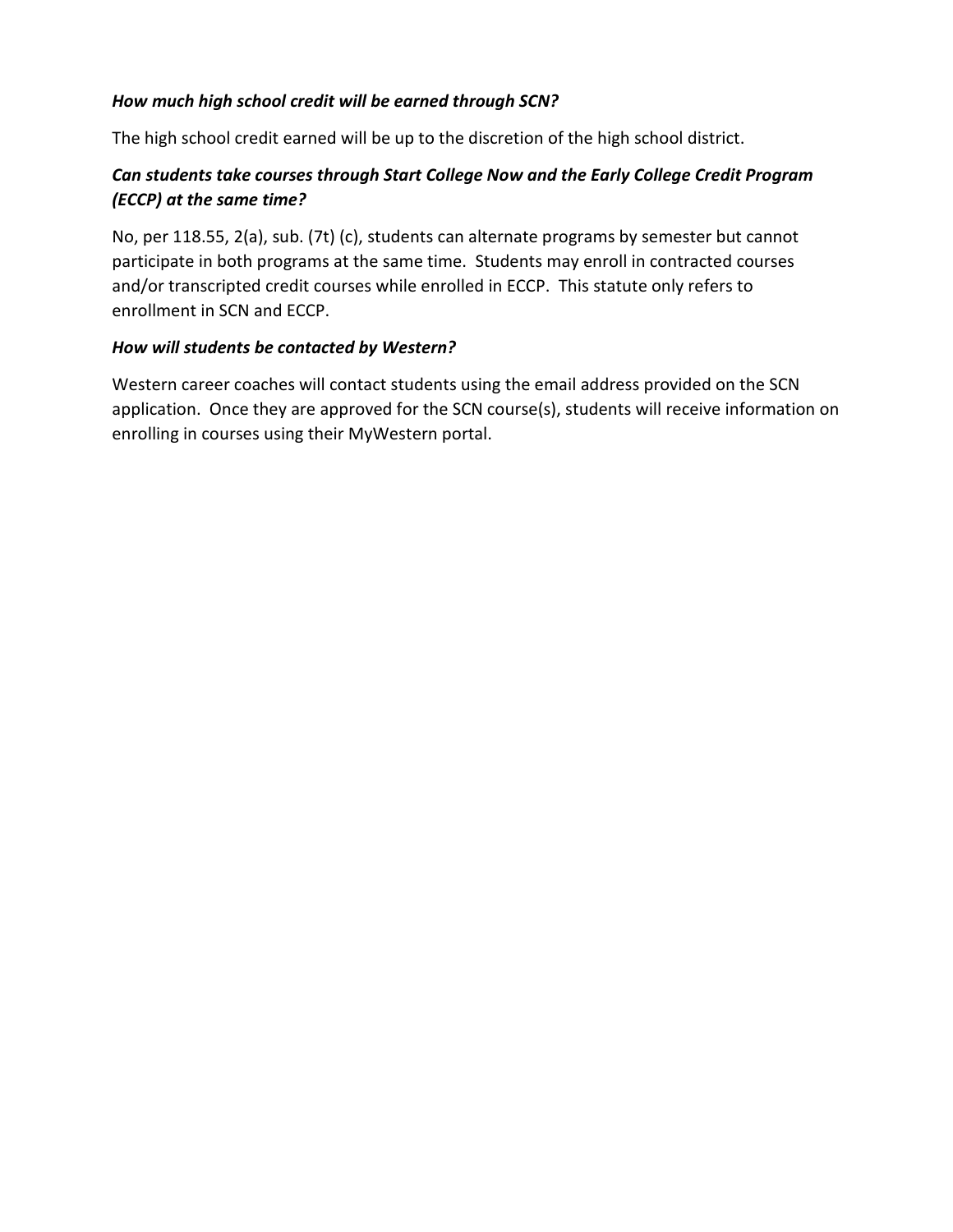***How much high school credit will be earned through SCN?***

The high school credit earned will be up to the discretion of the high school district.

***Can students take courses through Start College Now and the Early College Credit Program (ECCP) at the same time?***

No, per 118.55, 2(a), sub. (7t) (c), students can alternate programs by semester but cannot participate in both programs at the same time. Students may enroll in contracted courses and/or transcripted credit courses while enrolled in ECCP. This statute only refers to enrollment in SCN and ECCP.

***How will students be contacted by Western?***

Western career coaches will contact students using the email address provided on the SCN application. Once they are approved for the SCN course(s), students will receive information on enrolling in courses using their MyWestern portal.